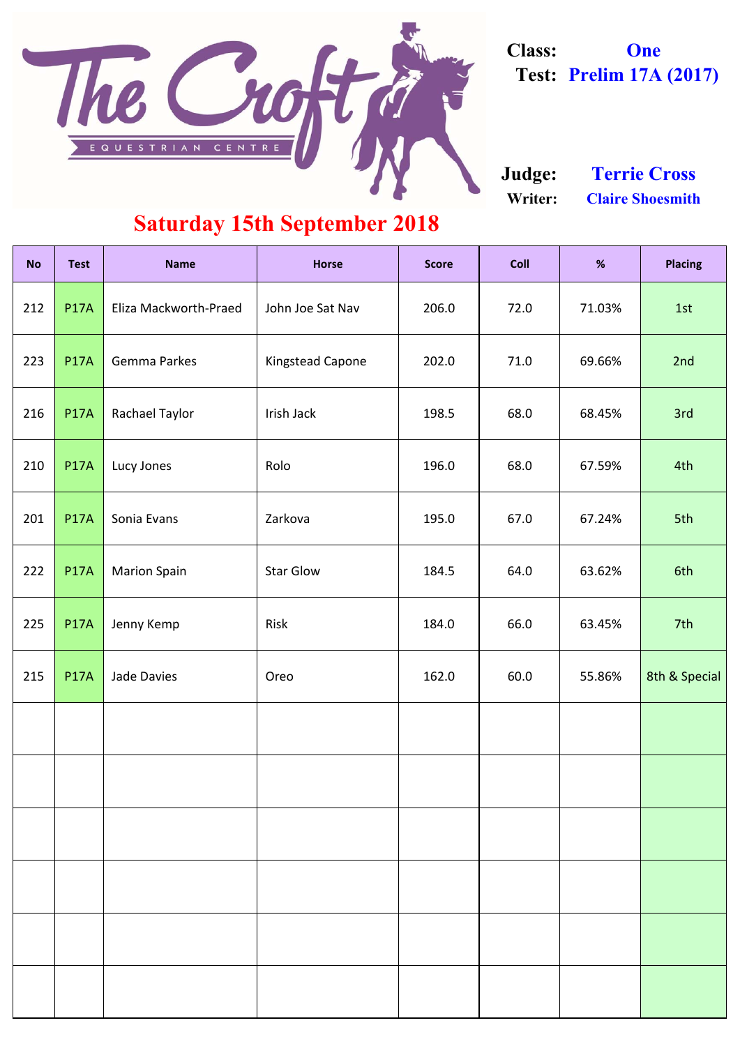# The Croft Equestrian Centre

**Class:** One
**Test:** Prelim 17A (2017)

**Judge:** Terrie Cross
**Writer:** Claire Shoesmith

## Saturday 15th September 2018

| No | Test | Name | Horse | Score | Coll | % | Placing |
|---|---|---|---|---|---|---|---|
| 212 | P17A | Eliza Mackworth-Praed | John Joe Sat Nav | 206.0 | 72.0 | 71.03% | 1st |
| 223 | P17A | Gemma Parkes | Kingstead Capone | 202.0 | 71.0 | 69.66% | 2nd |
| 216 | P17A | Rachael Taylor | Irish Jack | 198.5 | 68.0 | 68.45% | 3rd |
| 210 | P17A | Lucy Jones | Rolo | 196.0 | 68.0 | 67.59% | 4th |
| 201 | P17A | Sonia Evans | Zarkova | 195.0 | 67.0 | 67.24% | 5th |
| 222 | P17A | Marion Spain | Star Glow | 184.5 | 64.0 | 63.62% | 6th |
| 225 | P17A | Jenny Kemp | Risk | 184.0 | 66.0 | 63.45% | 7th |
| 215 | P17A | Jade Davies | Oreo | 162.0 | 60.0 | 55.86% | 8th & Special |
| | | | | | | | |
| | | | | | | | |
| | | | | | | | |
| | | | | | | | |
| | | | | | | | |
| | | | | | | | |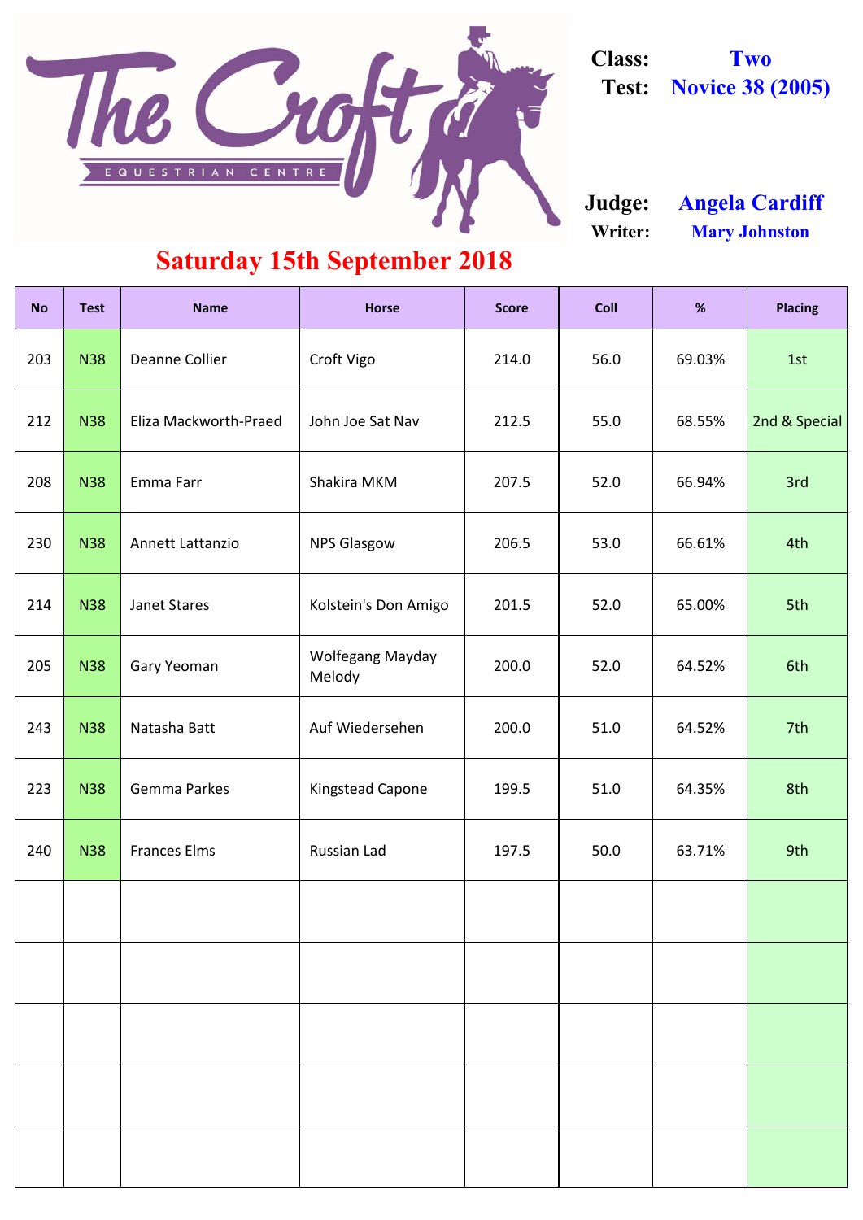The Croft Equestrian Centre

**Class:** Two
**Test:** Novice 38 (2005)

**Judge:** Angela Cardiff
**Writer:** Mary Johnston

## Saturday 15th September 2018

| No | Test | Name | Horse | Score | Coll | % | Placing |
|---|---|---|---|---|---|---|---|
| 203 | N38 | Deanne Collier | Croft Vigo | 214.0 | 56.0 | 69.03% | 1st |
| 212 | N38 | Eliza Mackworth-Praed | John Joe Sat Nav | 212.5 | 55.0 | 68.55% | 2nd & Special |
| 208 | N38 | Emma Farr | Shakira MKM | 207.5 | 52.0 | 66.94% | 3rd |
| 230 | N38 | Annett Lattanzio | NPS Glasgow | 206.5 | 53.0 | 66.61% | 4th |
| 214 | N38 | Janet Stares | Kolstein's Don Amigo | 201.5 | 52.0 | 65.00% | 5th |
| 205 | N38 | Gary Yeoman | Wolfegang Mayday Melody | 200.0 | 52.0 | 64.52% | 6th |
| 243 | N38 | Natasha Batt | Auf Wiedersehen | 200.0 | 51.0 | 64.52% | 7th |
| 223 | N38 | Gemma Parkes | Kingstead Capone | 199.5 | 51.0 | 64.35% | 8th |
| 240 | N38 | Frances Elms | Russian Lad | 197.5 | 50.0 | 63.71% | 9th |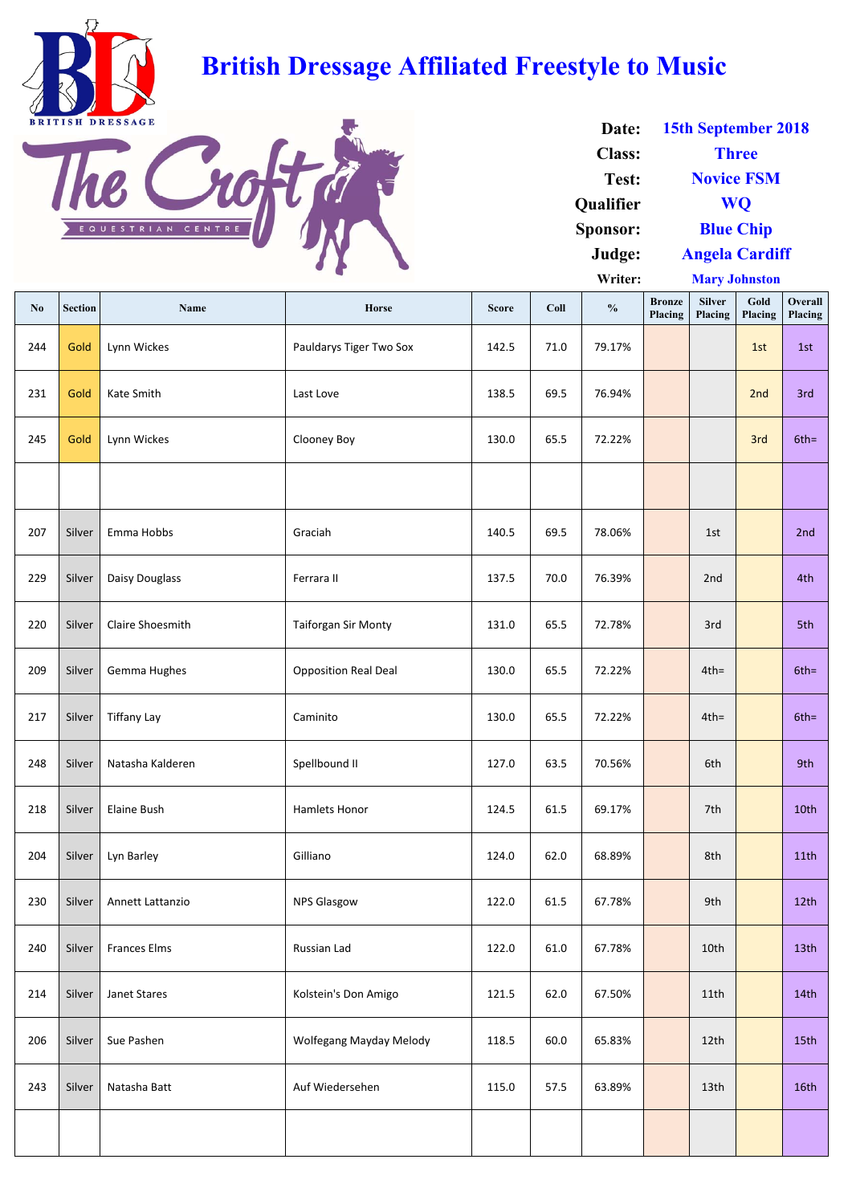# British Dressage Affiliated Freestyle to Music

**Date:** 15th September 2018
**Class:** Three
**Test:** Novice FSM
**Qualifier** WQ
**Sponsor:** Blue Chip
**Judge:** Angela Cardiff
**Writer:** Mary Johnston

| No | Section | Name | Horse | Score | Coll | % | Bronze Placing | Silver Placing | Gold Placing | Overall Placing |
|---|---|---|---|---|---|---|---|---|---|---|
| 244 | Gold | Lynn Wickes | Pauldarys Tiger Two Sox | 142.5 | 71.0 | 79.17% | | | 1st | 1st |
| 231 | Gold | Kate Smith | Last Love | 138.5 | 69.5 | 76.94% | | | 2nd | 3rd |
| 245 | Gold | Lynn Wickes | Clooney Boy | 130.0 | 65.5 | 72.22% | | | 3rd | 6th= |
| | | | | | | | | | | |
| 207 | Silver | Emma Hobbs | Graciah | 140.5 | 69.5 | 78.06% | | 1st | | 2nd |
| 229 | Silver | Daisy Douglass | Ferrara II | 137.5 | 70.0 | 76.39% | | 2nd | | 4th |
| 220 | Silver | Claire Shoesmith | Taiforgan Sir Monty | 131.0 | 65.5 | 72.78% | | 3rd | | 5th |
| 209 | Silver | Gemma Hughes | Opposition Real Deal | 130.0 | 65.5 | 72.22% | | 4th= | | 6th= |
| 217 | Silver | Tiffany Lay | Caminito | 130.0 | 65.5 | 72.22% | | 4th= | | 6th= |
| 248 | Silver | Natasha Kalderen | Spellbound II | 127.0 | 63.5 | 70.56% | | 6th | | 9th |
| 218 | Silver | Elaine Bush | Hamlets Honor | 124.5 | 61.5 | 69.17% | | 7th | | 10th |
| 204 | Silver | Lyn Barley | Gilliano | 124.0 | 62.0 | 68.89% | | 8th | | 11th |
| 230 | Silver | Annett Lattanzio | NPS Glasgow | 122.0 | 61.5 | 67.78% | | 9th | | 12th |
| 240 | Silver | Frances Elms | Russian Lad | 122.0 | 61.0 | 67.78% | | 10th | | 13th |
| 214 | Silver | Janet Stares | Kolstein's Don Amigo | 121.5 | 62.0 | 67.50% | | 11th | | 14th |
| 206 | Silver | Sue Pashen | Wolfegang Mayday Melody | 118.5 | 60.0 | 65.83% | | 12th | | 15th |
| 243 | Silver | Natasha Batt | Auf Wiedersehen | 115.0 | 57.5 | 63.89% | | 13th | | 16th |
| | | | | | | | | | | |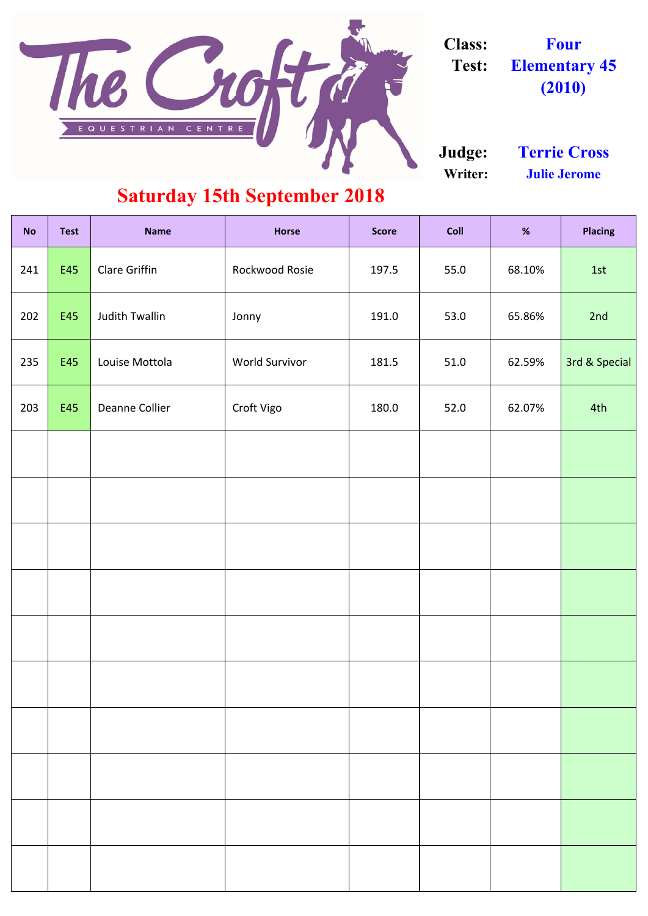The Croft EQUESTRIAN CENTRE

**Class:** Four
**Test:** Elementary 45 (2010)

**Judge:** Terrie Cross
**Writer:** Julie Jerome

## Saturday 15th September 2018

| No | Test | Name | Horse | Score | Coll | % | Placing |
|---|---|---|---|---|---|---|---|
| 241 | E45 | Clare Griffin | Rockwood Rosie | 197.5 | 55.0 | 68.10% | 1st |
| 202 | E45 | Judith Twallin | Jonny | 191.0 | 53.0 | 65.86% | 2nd |
| 235 | E45 | Louise Mottola | World Survivor | 181.5 | 51.0 | 62.59% | 3rd & Special |
| 203 | E45 | Deanne Collier | Croft Vigo | 180.0 | 52.0 | 62.07% | 4th |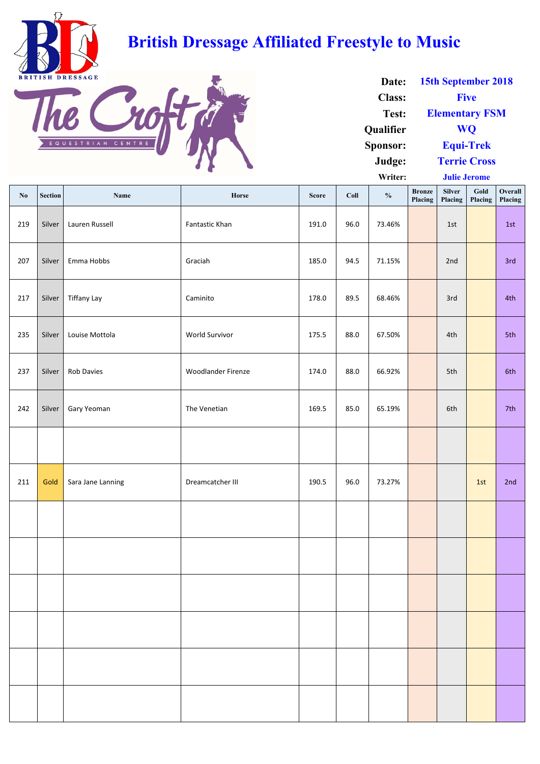# British Dressage Affiliated Freestyle to Music

**Date:** 15th September 2018
**Class:** Five
**Test:** Elementary FSM
**Qualifier** WQ
**Sponsor:** Equi-Trek
**Judge:** Terrie Cross
**Writer:** Julie Jerome

| No | Section | Name | Horse | Score | Coll | % | Bronze Placing | Silver Placing | Gold Placing | Overall Placing |
|---|---|---|---|---|---|---|---|---|---|---|
| 219 | Silver | Lauren Russell | Fantastic Khan | 191.0 | 96.0 | 73.46% | | 1st | | 1st |
| 207 | Silver | Emma Hobbs | Graciah | 185.0 | 94.5 | 71.15% | | 2nd | | 3rd |
| 217 | Silver | Tiffany Lay | Caminito | 178.0 | 89.5 | 68.46% | | 3rd | | 4th |
| 235 | Silver | Louise Mottola | World Survivor | 175.5 | 88.0 | 67.50% | | 4th | | 5th |
| 237 | Silver | Rob Davies | Woodlander Firenze | 174.0 | 88.0 | 66.92% | | 5th | | 6th |
| 242 | Silver | Gary Yeoman | The Venetian | 169.5 | 85.0 | 65.19% | | 6th | | 7th |
| | | | | | | | | | | |
| 211 | Gold | Sara Jane Lanning | Dreamcatcher III | 190.5 | 96.0 | 73.27% | | | 1st | 2nd |
| | | | | | | | | | | |
| | | | | | | | | | | |
| | | | | | | | | | | |
| | | | | | | | | | | |
| | | | | | | | | | | |
| | | | | | | | | | | |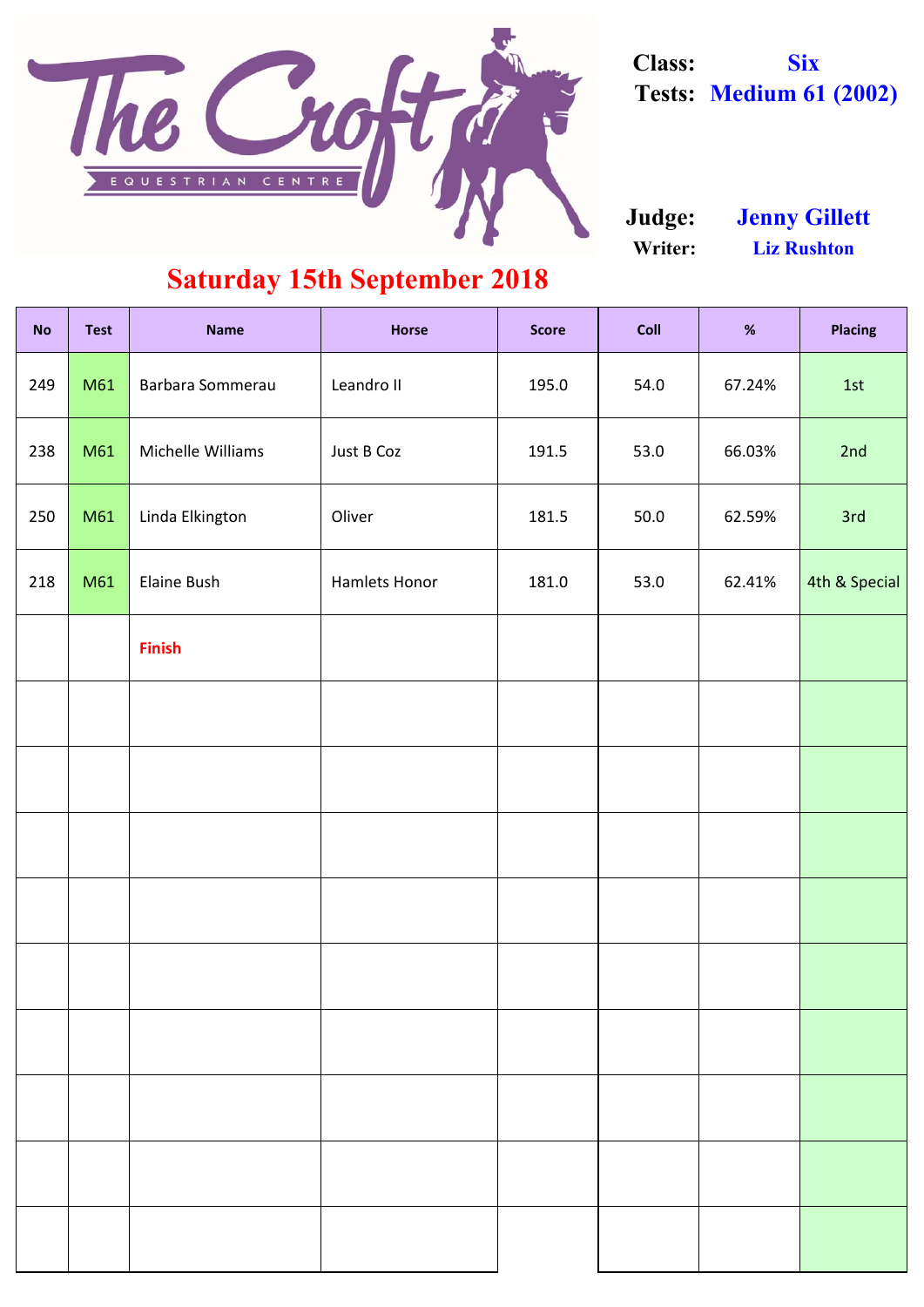# The Croft Equestrian Centre

**Class:** Six
**Tests:** Medium 61 (2002)

**Judge:** Jenny Gillett
**Writer:** Liz Rushton

## Saturday 15th September 2018

| No | Test | Name | Horse | Score | Coll | % | Placing |
|---|---|---|---|---|---|---|---|
| 249 | M61 | Barbara Sommerau | Leandro II | 195.0 | 54.0 | 67.24% | 1st |
| 238 | M61 | Michelle Williams | Just B Coz | 191.5 | 53.0 | 66.03% | 2nd |
| 250 | M61 | Linda Elkington | Oliver | 181.5 | 50.0 | 62.59% | 3rd |
| 218 | M61 | Elaine Bush | Hamlets Honor | 181.0 | 53.0 | 62.41% | 4th & Special |
| | | Finish | | | | | |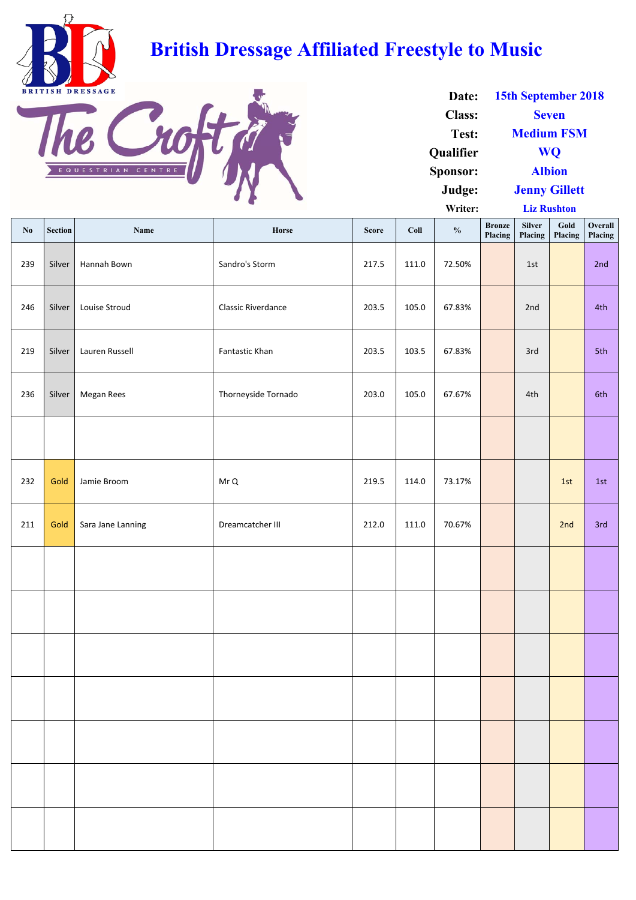# British Dressage Affiliated Freestyle to Music

**Date:** 15th September 2018
**Class:** Seven
**Test:** Medium FSM
**Qualifier:** WQ
**Sponsor:** Albion
**Judge:** Jenny Gillett
**Writer:** Liz Rushton

| No | Section | Name | Horse | Score | Coll | % | Bronze Placing | Silver Placing | Gold Placing | Overall Placing |
|---|---|---|---|---|---|---|---|---|---|---|
| 239 | Silver | Hannah Bown | Sandro's Storm | 217.5 | 111.0 | 72.50% | | 1st | | 2nd |
| 246 | Silver | Louise Stroud | Classic Riverdance | 203.5 | 105.0 | 67.83% | | 2nd | | 4th |
| 219 | Silver | Lauren Russell | Fantastic Khan | 203.5 | 103.5 | 67.83% | | 3rd | | 5th |
| 236 | Silver | Megan Rees | Thorneyside Tornado | 203.0 | 105.0 | 67.67% | | 4th | | 6th |
| | | | | | | | | | | |
| 232 | Gold | Jamie Broom | Mr Q | 219.5 | 114.0 | 73.17% | | | 1st | 1st |
| 211 | Gold | Sara Jane Lanning | Dreamcatcher III | 212.0 | 111.0 | 70.67% | | | 2nd | 3rd |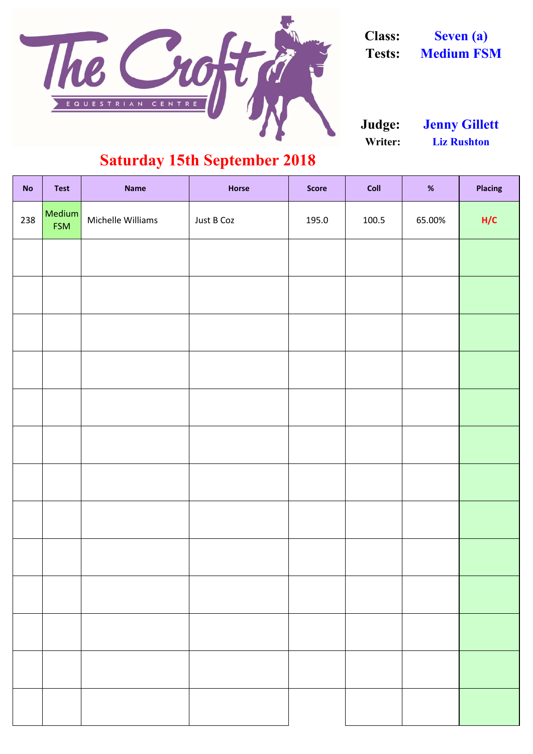The Croft Equestrian Centre

**Class:** Seven (a)
**Tests:** Medium FSM

**Judge:** Jenny Gillett
**Writer:** Liz Rushton

## Saturday 15th September 2018

| No | Test | Name | Horse | Score | Coll | % | Placing |
|---|---|---|---|---|---|---|---|
| 238 | Medium FSM | Michelle Williams | Just B Coz | 195.0 | 100.5 | 65.00% | H/C |
| | | | | | | | |
| | | | | | | | |
| | | | | | | | |
| | | | | | | | |
| | | | | | | | |
| | | | | | | | |
| | | | | | | | |
| | | | | | | | |
| | | | | | | | |
| | | | | | | | |
| | | | | | | | |
| | | | | | | | |
| | | | | | | | |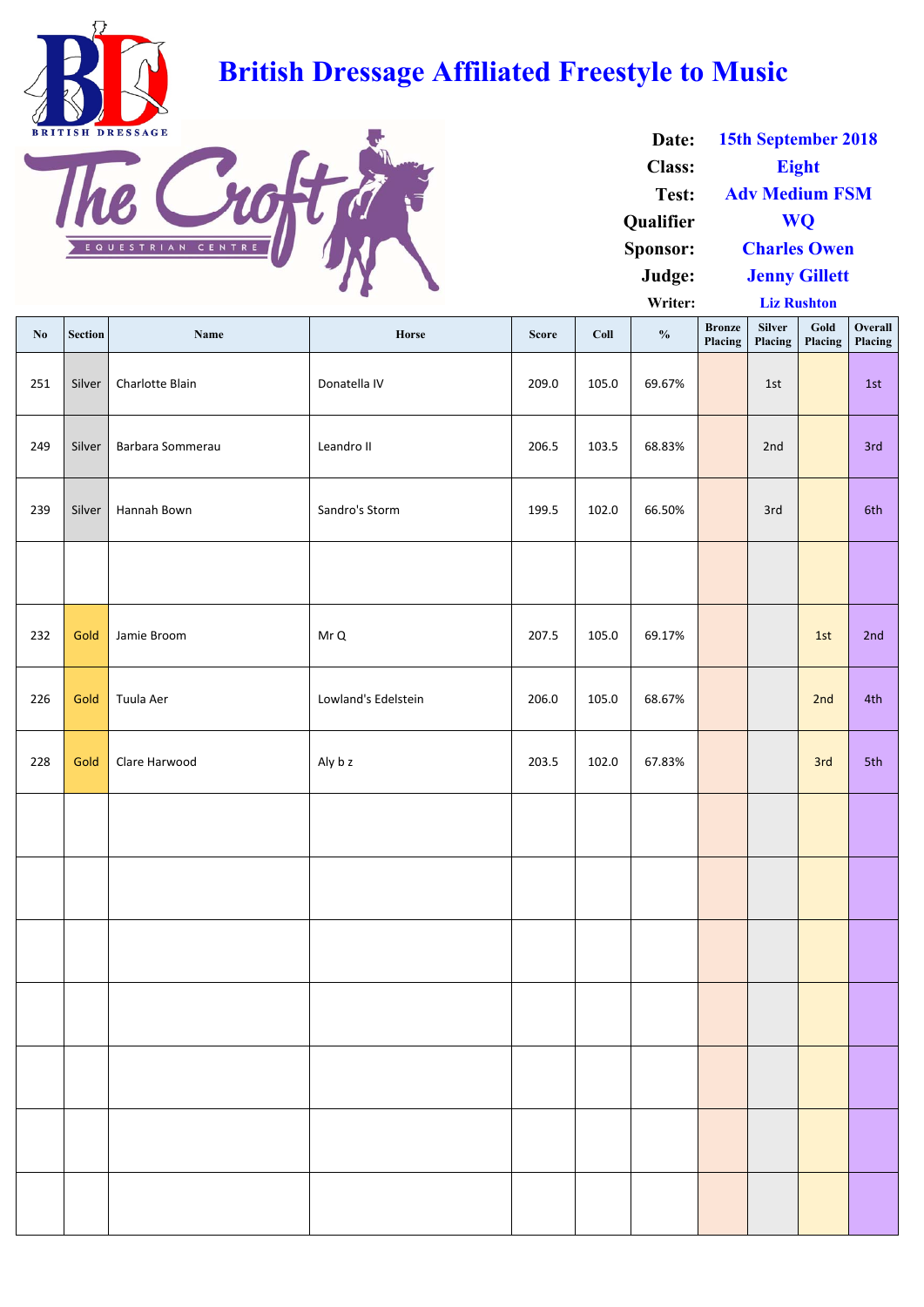# British Dressage Affiliated Freestyle to Music

BRITISH DRESSAGE

The Croft EQUESTRIAN CENTRE

**Date:** 15th September 2018
**Class:** Eight
**Test:** Adv Medium FSM
**Qualifier** WQ
**Sponsor:** Charles Owen
**Judge:** Jenny Gillett
**Writer:** Liz Rushton

| No | Section | Name | Horse | Score | Coll | % | Bronze Placing | Silver Placing | Gold Placing | Overall Placing |
|---|---|---|---|---|---|---|---|---|---|---|
| 251 | Silver | Charlotte Blain | Donatella IV | 209.0 | 105.0 | 69.67% | | 1st | | 1st |
| 249 | Silver | Barbara Sommerau | Leandro II | 206.5 | 103.5 | 68.83% | | 2nd | | 3rd |
| 239 | Silver | Hannah Bown | Sandro's Storm | 199.5 | 102.0 | 66.50% | | 3rd | | 6th |
| | | | | | | | | | | |
| 232 | Gold | Jamie Broom | Mr Q | 207.5 | 105.0 | 69.17% | | | 1st | 2nd |
| 226 | Gold | Tuula Aer | Lowland's Edelstein | 206.0 | 105.0 | 68.67% | | | 2nd | 4th |
| 228 | Gold | Clare Harwood | Aly b z | 203.5 | 102.0 | 67.83% | | | 3rd | 5th |
| | | | | | | | | | | |
| | | | | | | | | | | |
| | | | | | | | | | | |
| | | | | | | | | | | |
| | | | | | | | | | | |
| | | | | | | | | | | |
| | | | | | | | | | | |